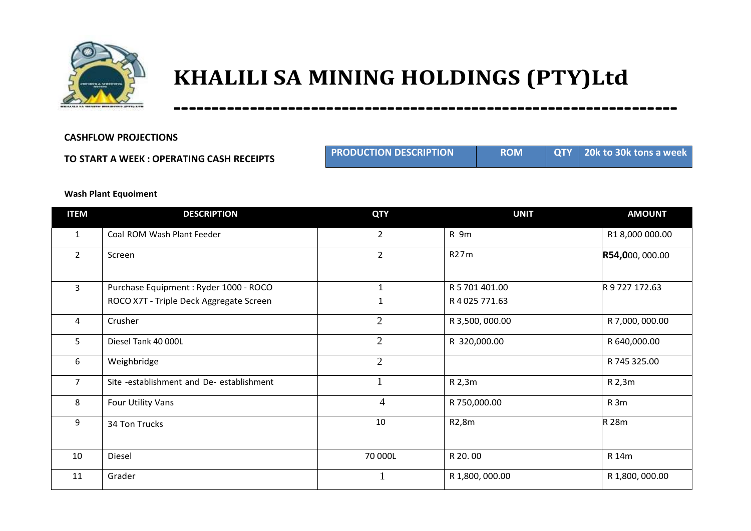# KHALILI SA MINING HOLDINGS (PTY)Ltd

**CASHFLOW PROJECTIONS**

**TO START A WEEK : OPERATING CASH RECEIPTS**

| PRODUCTION DESCRIPTION | ROM | QTY | 20k to 30k tons a week |
|---|---|---|---|

**Wash Plant Equoiment**

| ITEM | DESCRIPTION | QTY | UNIT | AMOUNT |
|---|---|---|---|---|
| 1 | Coal ROM Wash Plant Feeder | 2 | R 9m | R1 8,000 000.00 |
| 2 | Screen | 2 | R27m | **R54,0**00, 000.00 |
| 3 | Purchase Equipment : Ryder 1000 - ROCO<br>ROCO X7T - Triple Deck Aggregate Screen | 1<br>1 | R 5 701 401.00<br>R 4 025 771.63 | R 9 727 172.63 |
| 4 | Crusher | 2 | R 3,500, 000.00 | R 7,000, 000.00 |
| 5 | Diesel Tank 40 000L | 2 | R 320,000.00 | R 640,000.00 |
| 6 | Weighbridge | 2 | | R 745 325.00 |
| 7 | Site -establishment and De- establishment | 1 | R 2,3m | R 2,3m |
| 8 | Four Utility Vans | 4 | R 750,000.00 | R 3m |
| 9 | 34 Ton Trucks | 10 | R2,8m | R 28m |
| 10 | Diesel | 70 000L | R 20. 00 | R 14m |
| 11 | Grader | 1 | R 1,800, 000.00 | R 1,800, 000.00 |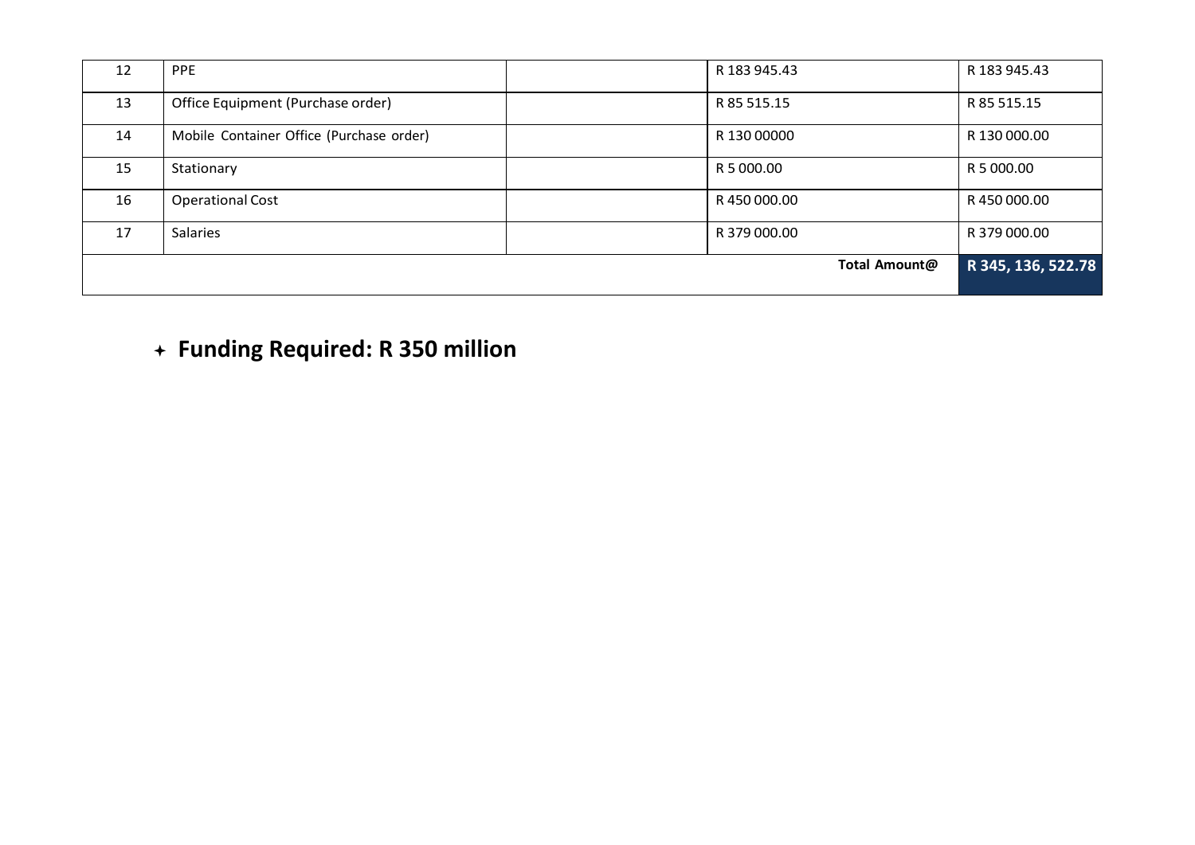| | | | | |
|---|---|---|---|---|
| 12 | PPE | | R 183 945.43 | R 183 945.43 |
| 13 | Office Equipment (Purchase order) | | R 85 515.15 | R 85 515.15 |
| 14 | Mobile Container Office (Purchase order) | | R 130 00000 | R 130 000.00 |
| 15 | Stationary | | R 5 000.00 | R 5 000.00 |
| 16 | Operational Cost | | R 450 000.00 | R 450 000.00 |
| 17 | Salaries | | R 379 000.00 | R 379 000.00 |
| | | | **Total Amount@** | **R 345, 136, 522.78** |

- **Funding Required: R 350 million**